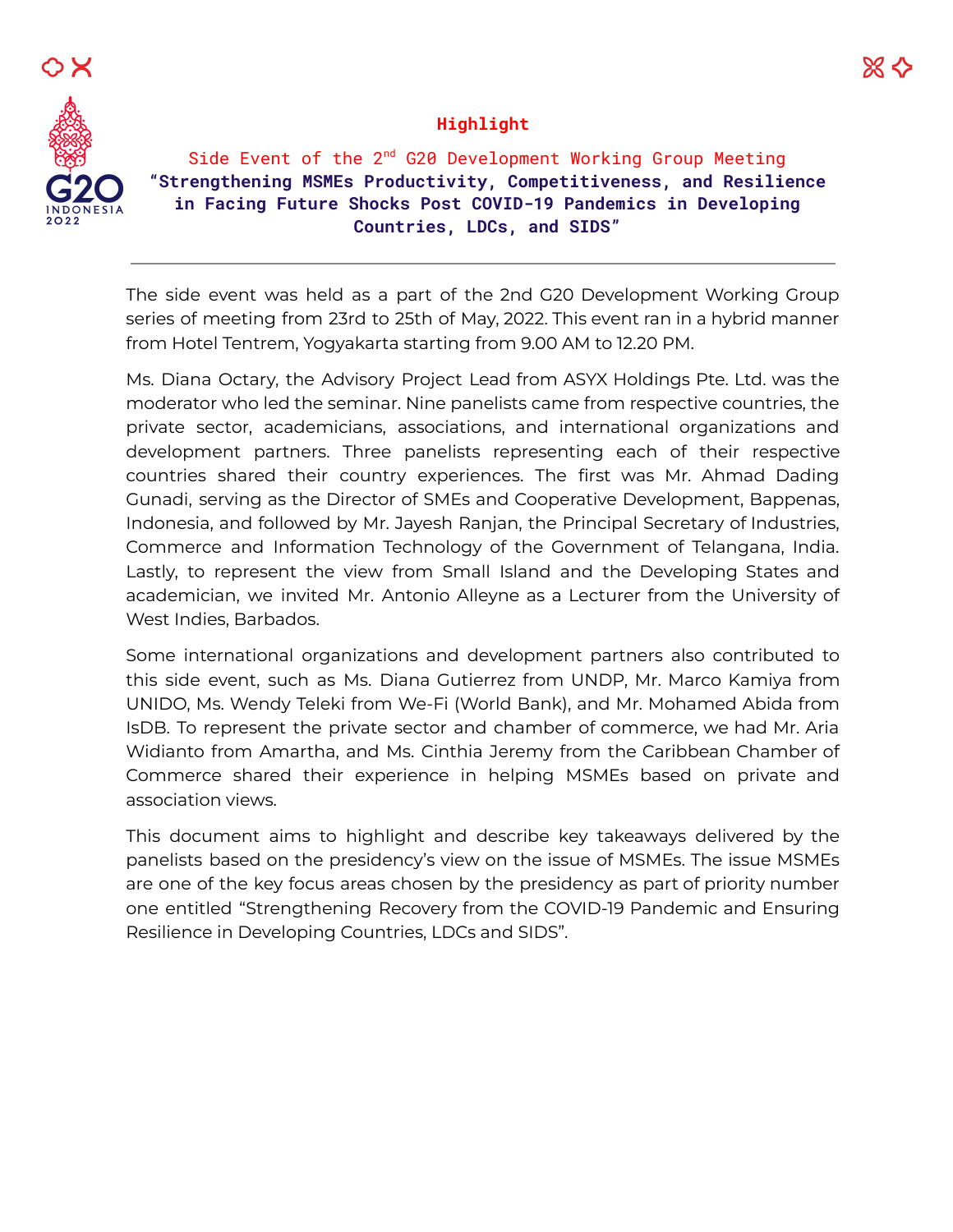# Highlight

## Side Event of the 2nd G20 Development Working Group Meeting

## **"Strengthening MSMEs Productivity, Competitiveness, and Resilience in Facing Future Shocks Post COVID-19 Pandemics in Developing Countries, LDCs, and SIDS"**

---

The side event was held as a part of the 2nd G20 Development Working Group series of meeting from 23rd to 25th of May, 2022. This event ran in a hybrid manner from Hotel Tentrem, Yogyakarta starting from 9.00 AM to 12.20 PM.

Ms. Diana Octary, the Advisory Project Lead from ASYX Holdings Pte. Ltd. was the moderator who led the seminar. Nine panelists came from respective countries, the private sector, academicians, associations, and international organizations and development partners. Three panelists representing each of their respective countries shared their country experiences. The first was Mr. Ahmad Dading Gunadi, serving as the Director of SMEs and Cooperative Development, Bappenas, Indonesia, and followed by Mr. Jayesh Ranjan, the Principal Secretary of Industries, Commerce and Information Technology of the Government of Telangana, India. Lastly, to represent the view from Small Island and the Developing States and academician, we invited Mr. Antonio Alleyne as a Lecturer from the University of West Indies, Barbados.

Some international organizations and development partners also contributed to this side event, such as Ms. Diana Gutierrez from UNDP, Mr. Marco Kamiya from UNIDO, Ms. Wendy Teleki from We-Fi (World Bank), and Mr. Mohamed Abida from IsDB. To represent the private sector and chamber of commerce, we had Mr. Aria Widianto from Amartha, and Ms. Cinthia Jeremy from the Caribbean Chamber of Commerce shared their experience in helping MSMEs based on private and association views.

This document aims to highlight and describe key takeaways delivered by the panelists based on the presidency's view on the issue of MSMEs. The issue MSMEs are one of the key focus areas chosen by the presidency as part of priority number one entitled "Strengthening Recovery from the COVID-19 Pandemic and Ensuring Resilience in Developing Countries, LDCs and SIDS".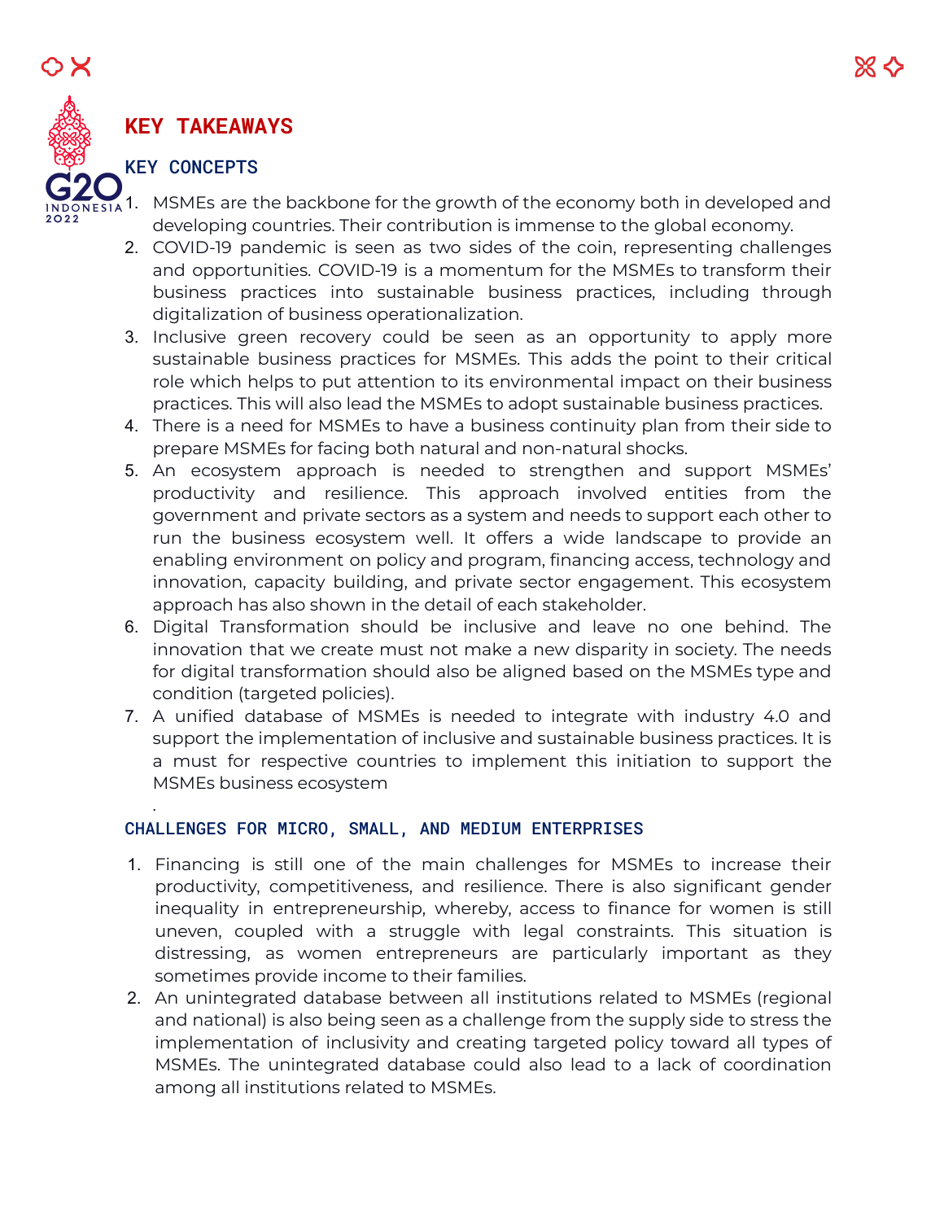## KEY TAKEAWAYS

### KEY CONCEPTS

1. MSMEs are the backbone for the growth of the economy both in developed and developing countries. Their contribution is immense to the global economy.
2. COVID-19 pandemic is seen as two sides of the coin, representing challenges and opportunities. COVID-19 is a momentum for the MSMEs to transform their business practices into sustainable business practices, including through digitalization of business operationalization.
3. Inclusive green recovery could be seen as an opportunity to apply more sustainable business practices for MSMEs. This adds the point to their critical role which helps to put attention to its environmental impact on their business practices. This will also lead the MSMEs to adopt sustainable business practices.
4. There is a need for MSMEs to have a business continuity plan from their side to prepare MSMEs for facing both natural and non-natural shocks.
5. An ecosystem approach is needed to strengthen and support MSMEs' productivity and resilience. This approach involved entities from the government and private sectors as a system and needs to support each other to run the business ecosystem well. It offers a wide landscape to provide an enabling environment on policy and program, financing access, technology and innovation, capacity building, and private sector engagement. This ecosystem approach has also shown in the detail of each stakeholder.
6. Digital Transformation should be inclusive and leave no one behind. The innovation that we create must not make a new disparity in society. The needs for digital transformation should also be aligned based on the MSMEs type and condition (targeted policies).
7. A unified database of MSMEs is needed to integrate with industry 4.0 and support the implementation of inclusive and sustainable business practices. It is a must for respective countries to implement this initiation to support the MSMEs business ecosystem

.

### CHALLENGES FOR MICRO, SMALL, AND MEDIUM ENTERPRISES

1. Financing is still one of the main challenges for MSMEs to increase their productivity, competitiveness, and resilience. There is also significant gender inequality in entrepreneurship, whereby, access to finance for women is still uneven, coupled with a struggle with legal constraints. This situation is distressing, as women entrepreneurs are particularly important as they sometimes provide income to their families.
2. An unintegrated database between all institutions related to MSMEs (regional and national) is also being seen as a challenge from the supply side to stress the implementation of inclusivity and creating targeted policy toward all types of MSMEs. The unintegrated database could also lead to a lack of coordination among all institutions related to MSMEs.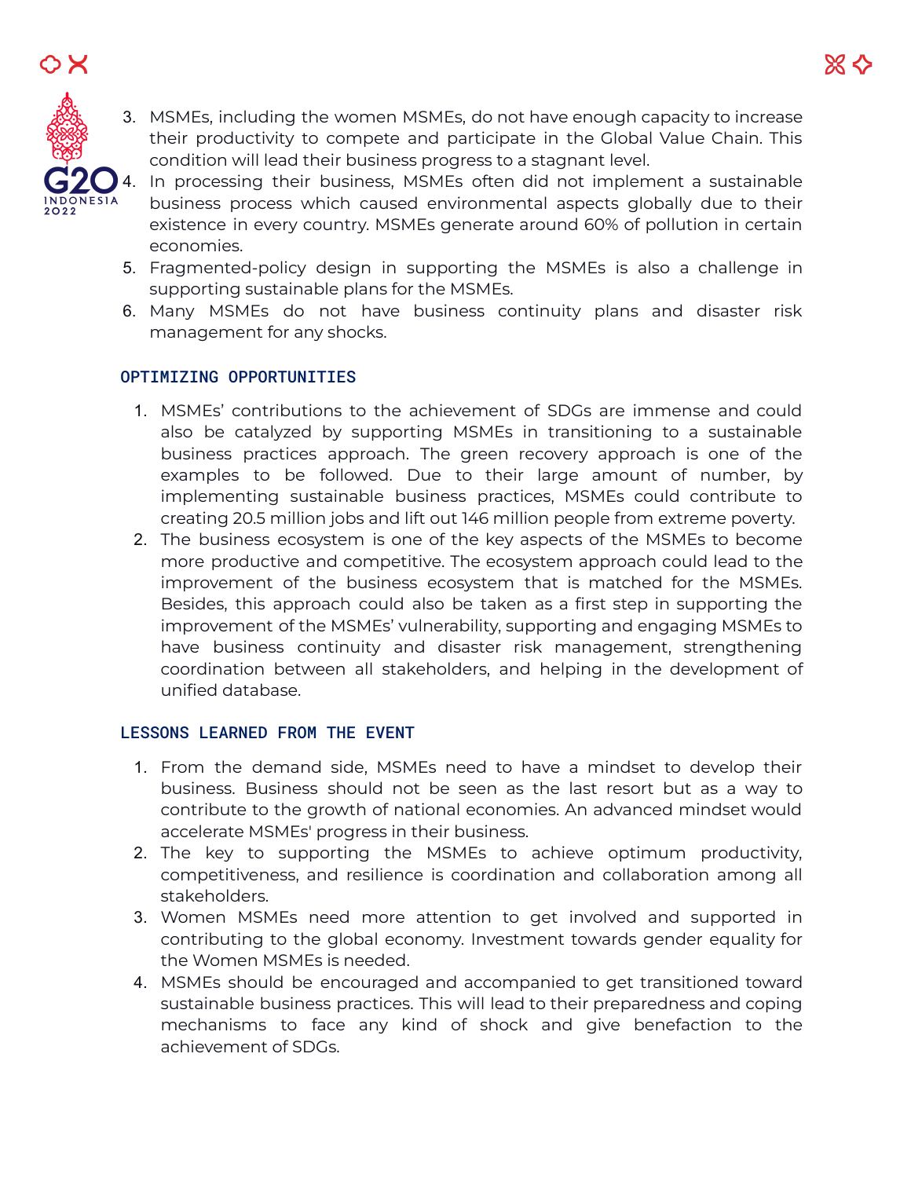3. MSMEs, including the women MSMEs, do not have enough capacity to increase their productivity to compete and participate in the Global Value Chain. This condition will lead their business progress to a stagnant level.
4. In processing their business, MSMEs often did not implement a sustainable business process which caused environmental aspects globally due to their existence in every country. MSMEs generate around 60% of pollution in certain economies.
5. Fragmented-policy design in supporting the MSMEs is also a challenge in supporting sustainable plans for the MSMEs.
6. Many MSMEs do not have business continuity plans and disaster risk management for any shocks.

## OPTIMIZING OPPORTUNITIES

1. MSMEs' contributions to the achievement of SDGs are immense and could also be catalyzed by supporting MSMEs in transitioning to a sustainable business practices approach. The green recovery approach is one of the examples to be followed. Due to their large amount of number, by implementing sustainable business practices, MSMEs could contribute to creating 20.5 million jobs and lift out 146 million people from extreme poverty.
2. The business ecosystem is one of the key aspects of the MSMEs to become more productive and competitive. The ecosystem approach could lead to the improvement of the business ecosystem that is matched for the MSMEs. Besides, this approach could also be taken as a first step in supporting the improvement of the MSMEs' vulnerability, supporting and engaging MSMEs to have business continuity and disaster risk management, strengthening coordination between all stakeholders, and helping in the development of unified database.

## LESSONS LEARNED FROM THE EVENT

1. From the demand side, MSMEs need to have a mindset to develop their business. Business should not be seen as the last resort but as a way to contribute to the growth of national economies. An advanced mindset would accelerate MSMEs' progress in their business.
2. The key to supporting the MSMEs to achieve optimum productivity, competitiveness, and resilience is coordination and collaboration among all stakeholders.
3. Women MSMEs need more attention to get involved and supported in contributing to the global economy. Investment towards gender equality for the Women MSMEs is needed.
4. MSMEs should be encouraged and accompanied to get transitioned toward sustainable business practices. This will lead to their preparedness and coping mechanisms to face any kind of shock and give benefaction to the achievement of SDGs.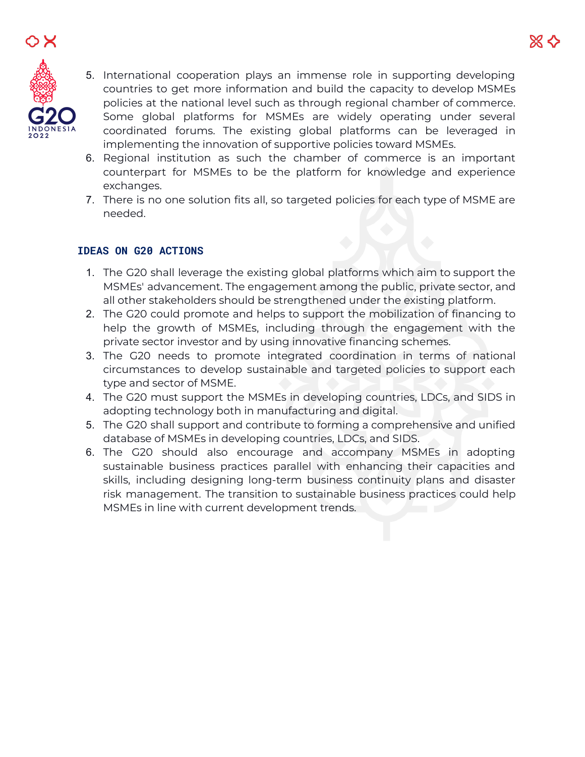5. International cooperation plays an immense role in supporting developing countries to get more information and build the capacity to develop MSMEs policies at the national level such as through regional chamber of commerce. Some global platforms for MSMEs are widely operating under several coordinated forums. The existing global platforms can be leveraged in implementing the innovation of supportive policies toward MSMEs.
6. Regional institution as such the chamber of commerce is an important counterpart for MSMEs to be the platform for knowledge and experience exchanges.
7. There is no one solution fits all, so targeted policies for each type of MSME are needed.

## IDEAS ON G20 ACTIONS

1. The G20 shall leverage the existing global platforms which aim to support the MSMEs' advancement. The engagement among the public, private sector, and all other stakeholders should be strengthened under the existing platform.
2. The G20 could promote and helps to support the mobilization of financing to help the growth of MSMEs, including through the engagement with the private sector investor and by using innovative financing schemes.
3. The G20 needs to promote integrated coordination in terms of national circumstances to develop sustainable and targeted policies to support each type and sector of MSME.
4. The G20 must support the MSMEs in developing countries, LDCs, and SIDS in adopting technology both in manufacturing and digital.
5. The G20 shall support and contribute to forming a comprehensive and unified database of MSMEs in developing countries, LDCs, and SIDS.
6. The G20 should also encourage and accompany MSMEs in adopting sustainable business practices parallel with enhancing their capacities and skills, including designing long-term business continuity plans and disaster risk management. The transition to sustainable business practices could help MSMEs in line with current development trends.